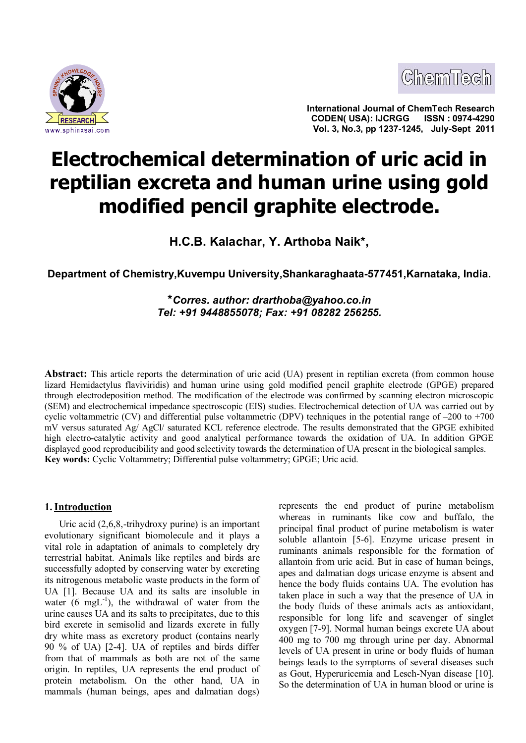# Electrochemical determination of uric acid in reptilian excreta and human urine using gold modified pencil graphite electrode.

**H.C.B. Kalachar, Y. Arthoba Naik*,**

**Department of Chemistry,Kuvempu University,Shankaraghaata-577451,Karnataka, India.**

***Corres. author: drarthoba@yahoo.co.in***
***Tel: +91 9448855078; Fax: +91 08282 256255.***

**Abstract:** This article reports the determination of uric acid (UA) present in reptilian excreta (from common house lizard Hemidactylus flaviviridis) and human urine using gold modified pencil graphite electrode (GPGE) prepared through electrodeposition method. The modification of the electrode was confirmed by scanning electron microscopic (SEM) and electrochemical impedance spectroscopic (EIS) studies. Electrochemical detection of UA was carried out by cyclic voltammetric (CV) and differential pulse voltammetric (DPV) techniques in the potential range of –200 to +700 mV versus saturated Ag/ AgCl/ saturated KCL reference electrode. The results demonstrated that the GPGE exhibited high electro-catalytic activity and good analytical performance towards the oxidation of UA. In addition GPGE displayed good reproducibility and good selectivity towards the determination of UA present in the biological samples.

**Key words:** Cyclic Voltammetry; Differential pulse voltammetry; GPGE; Uric acid.

## 1. Introduction

Uric acid (2,6,8,-trihydroxy purine) is an important evolutionary significant biomolecule and it plays a vital role in adaptation of animals to completely dry terrestrial habitat. Animals like reptiles and birds are successfully adopted by conserving water by excreting its nitrogenous metabolic waste products in the form of UA [1]. Because UA and its salts are insoluble in water (6 $mgL^{-1}$), the withdrawal of water from the urine causes UA and its salts to precipitates, due to this bird excrete in semisolid and lizards excrete in fully dry white mass as excretory product (contains nearly 90 % of UA) [2-4]. UA of reptiles and birds differ from that of mammals as both are not of the same origin. In reptiles, UA represents the end product of protein metabolism. On the other hand, UA in mammals (human beings, apes and dalmatian dogs) represents the end product of purine metabolism whereas in ruminants like cow and buffalo, the principal final product of purine metabolism is water soluble allantoin [5-6]. Enzyme uricase present in ruminants animals responsible for the formation of allantoin from uric acid. But in case of human beings, apes and dalmatian dogs uricase enzyme is absent and hence the body fluids contains UA. The evolution has taken place in such a way that the presence of UA in the body fluids of these animals acts as antioxidant, responsible for long life and scavenger of singlet oxygen [7-9]. Normal human beings excrete UA about 400 mg to 700 mg through urine per day. Abnormal levels of UA present in urine or body fluids of human beings leads to the symptoms of several diseases such as Gout, Hyperuricemia and Lesch-Nyan disease [10]. So the determination of UA in human blood or urine is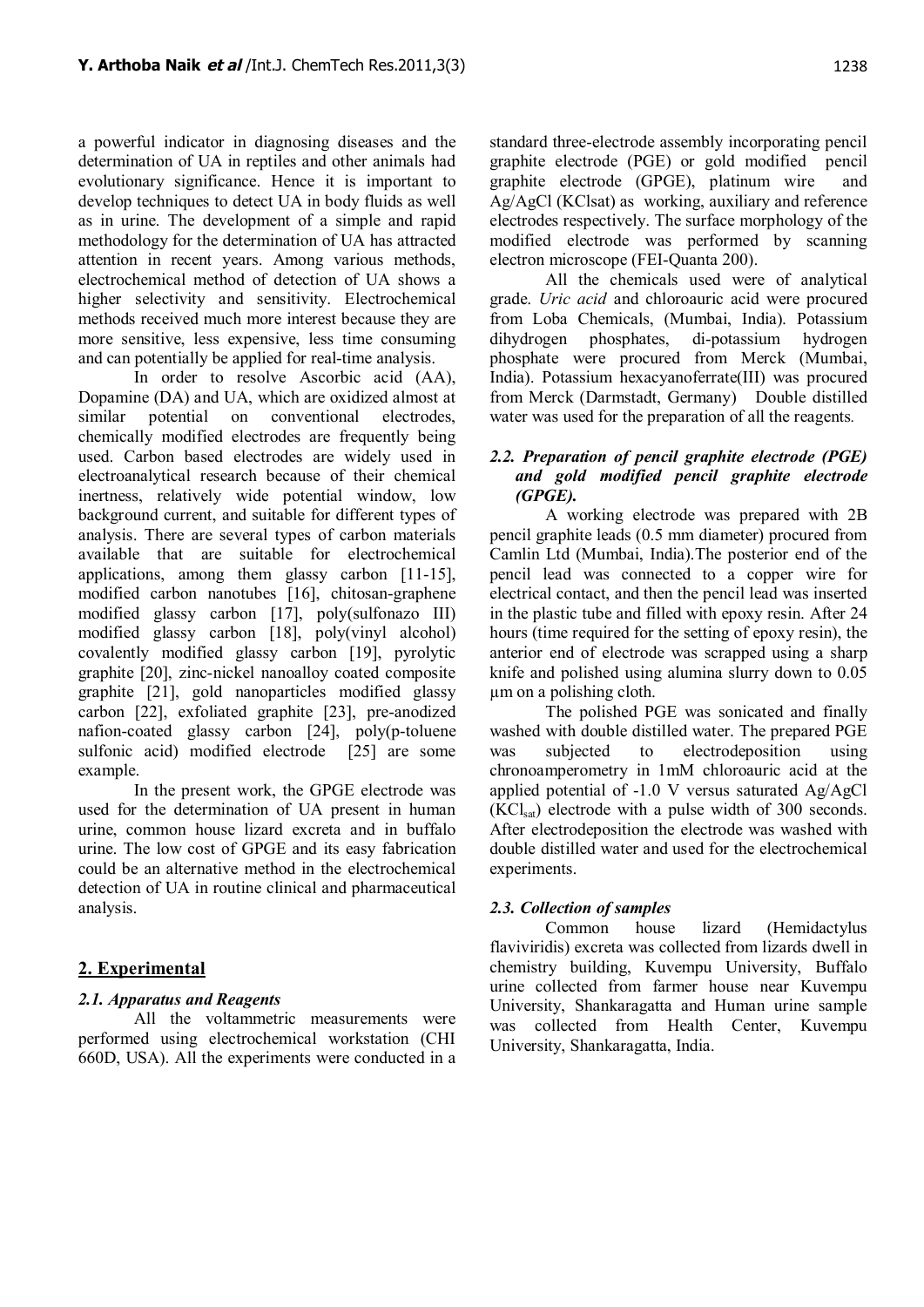a powerful indicator in diagnosing diseases and the determination of UA in reptiles and other animals had evolutionary significance. Hence it is important to develop techniques to detect UA in body fluids as well as in urine. The development of a simple and rapid methodology for the determination of UA has attracted attention in recent years. Among various methods, electrochemical method of detection of UA shows a higher selectivity and sensitivity. Electrochemical methods received much more interest because they are more sensitive, less expensive, less time consuming and can potentially be applied for real-time analysis.

In order to resolve Ascorbic acid (AA), Dopamine (DA) and UA, which are oxidized almost at similar potential on conventional electrodes, chemically modified electrodes are frequently being used. Carbon based electrodes are widely used in electroanalytical research because of their chemical inertness, relatively wide potential window, low background current, and suitable for different types of analysis. There are several types of carbon materials available that are suitable for electrochemical applications, among them glassy carbon [11-15], modified carbon nanotubes [16], chitosan-graphene modified glassy carbon [17], poly(sulfonazo III) modified glassy carbon [18], poly(vinyl alcohol) covalently modified glassy carbon [19], pyrolytic graphite [20], zinc-nickel nanoalloy coated composite graphite [21], gold nanoparticles modified glassy carbon [22], exfoliated graphite [23], pre-anodized nafion-coated glassy carbon [24], poly(p-toluene sulfonic acid) modified electrode [25] are some example.

In the present work, the GPGE electrode was used for the determination of UA present in human urine, common house lizard excreta and in buffalo urine. The low cost of GPGE and its easy fabrication could be an alternative method in the electrochemical detection of UA in routine clinical and pharmaceutical analysis.

## 2. Experimental

### *2.1. Apparatus and Reagents*

All the voltammetric measurements were performed using electrochemical workstation (CHI 660D, USA). All the experiments were conducted in a standard three-electrode assembly incorporating pencil graphite electrode (PGE) or gold modified pencil graphite electrode (GPGE), platinum wire and Ag/AgCl (KClsat) as working, auxiliary and reference electrodes respectively. The surface morphology of the modified electrode was performed by scanning electron microscope (FEI-Quanta 200).

All the chemicals used were of analytical grade. *Uric acid* and chloroauric acid were procured from Loba Chemicals, (Mumbai, India). Potassium dihydrogen phosphates, di-potassium hydrogen phosphate were procured from Merck (Mumbai, India). Potassium hexacyanoferrate(III) was procured from Merck (Darmstadt, Germany) Double distilled water was used for the preparation of all the reagents.

### *2.2. Preparation of pencil graphite electrode (PGE) and gold modified pencil graphite electrode (GPGE).*

A working electrode was prepared with 2B pencil graphite leads (0.5 mm diameter) procured from Camlin Ltd (Mumbai, India).The posterior end of the pencil lead was connected to a copper wire for electrical contact, and then the pencil lead was inserted in the plastic tube and filled with epoxy resin. After 24 hours (time required for the setting of epoxy resin), the anterior end of electrode was scrapped using a sharp knife and polished using alumina slurry down to 0.05 µm on a polishing cloth.

The polished PGE was sonicated and finally washed with double distilled water. The prepared PGE was subjected to electrodeposition using chronoamperometry in 1mM chloroauric acid at the applied potential of -1.0 V versus saturated Ag/AgCl ($KCl_{sat}$) electrode with a pulse width of 300 seconds. After electrodeposition the electrode was washed with double distilled water and used for the electrochemical experiments.

### *2.3. Collection of samples*

Common house lizard (Hemidactylus flaviviridis) excreta was collected from lizards dwell in chemistry building, Kuvempu University, Buffalo urine collected from farmer house near Kuvempu University, Shankaragatta and Human urine sample was collected from Health Center, Kuvempu University, Shankaragatta, India.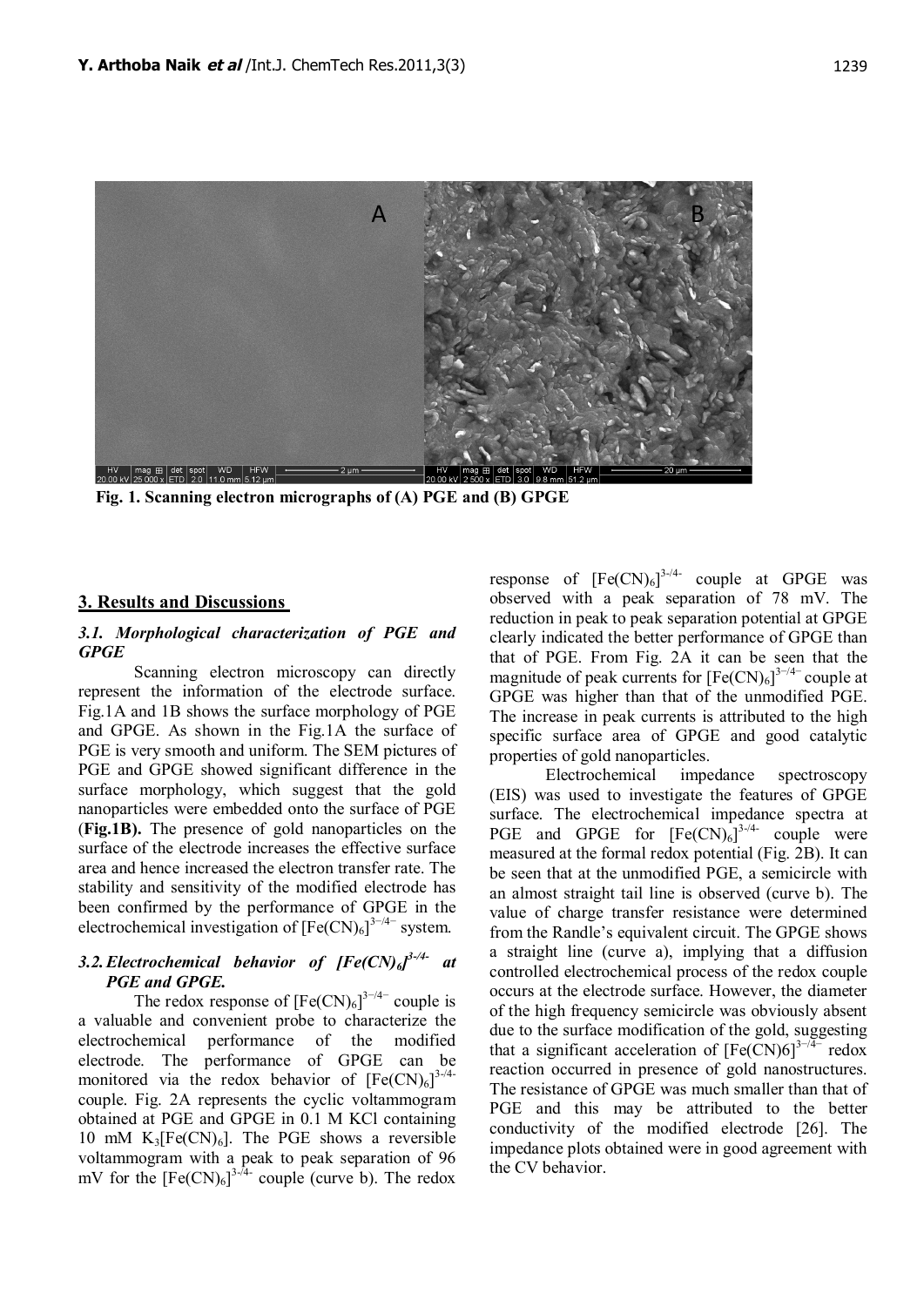Fig. 1. Scanning electron micrographs of (A) PGE and (B) GPGE

## 3. Results and Discussions

### 3.1. Morphological characterization of PGE and GPGE

Scanning electron microscopy can directly represent the information of the electrode surface. Fig.1A and 1B shows the surface morphology of PGE and GPGE. As shown in the Fig.1A the surface of PGE is very smooth and uniform. The SEM pictures of PGE and GPGE showed significant difference in the surface morphology, which suggest that the gold nanoparticles were embedded onto the surface of PGE (**Fig.1B).** The presence of gold nanoparticles on the surface of the electrode increases the effective surface area and hence increased the electron transfer rate. The stability and sensitivity of the modified electrode has been confirmed by the performance of GPGE in the electrochemical investigation of $[Fe(CN)_6]^{3-/4-}$ system.

### 3.2. Electrochemical behavior of $[Fe(CN)_6]^{3-/4-}$ at PGE and GPGE.

The redox response of $[Fe(CN)_6]^{3-/4-}$ couple is a valuable and convenient probe to characterize the electrochemical performance of the modified electrode. The performance of GPGE can be monitored via the redox behavior of $[Fe(CN)_6]^{3-/4-}$ couple. Fig. 2A represents the cyclic voltammogram obtained at PGE and GPGE in 0.1 M KCl containing 10 mM $K_3[Fe(CN)_6]$. The PGE shows a reversible voltammogram with a peak to peak separation of 96 mV for the $[Fe(CN)_6]^{3-/4-}$ couple (curve b). The redox response of $[Fe(CN)_6]^{3-/4-}$ couple at GPGE was observed with a peak separation of 78 mV. The reduction in peak to peak separation potential at GPGE clearly indicated the better performance of GPGE than that of PGE. From Fig. 2A it can be seen that the magnitude of peak currents for $[Fe(CN)_6]^{3-/4-}$ couple at GPGE was higher than that of the unmodified PGE. The increase in peak currents is attributed to the high specific surface area of GPGE and good catalytic properties of gold nanoparticles.

Electrochemical impedance spectroscopy (EIS) was used to investigate the features of GPGE surface. The electrochemical impedance spectra at PGE and GPGE for $[Fe(CN)_6]^{3-/4-}$ couple were measured at the formal redox potential (Fig. 2B). It can be seen that at the unmodified PGE, a semicircle with an almost straight tail line is observed (curve b). The value of charge transfer resistance were determined from the Randle's equivalent circuit. The GPGE shows a straight line (curve a), implying that a diffusion controlled electrochemical process of the redox couple occurs at the electrode surface. However, the diameter of the high frequency semicircle was obviously absent due to the surface modification of the gold, suggesting that a significant acceleration of $[Fe(CN)6]^{3-/4-}$ redox reaction occurred in presence of gold nanostructures. The resistance of GPGE was much smaller than that of PGE and this may be attributed to the better conductivity of the modified electrode [26]. The impedance plots obtained were in good agreement with the CV behavior.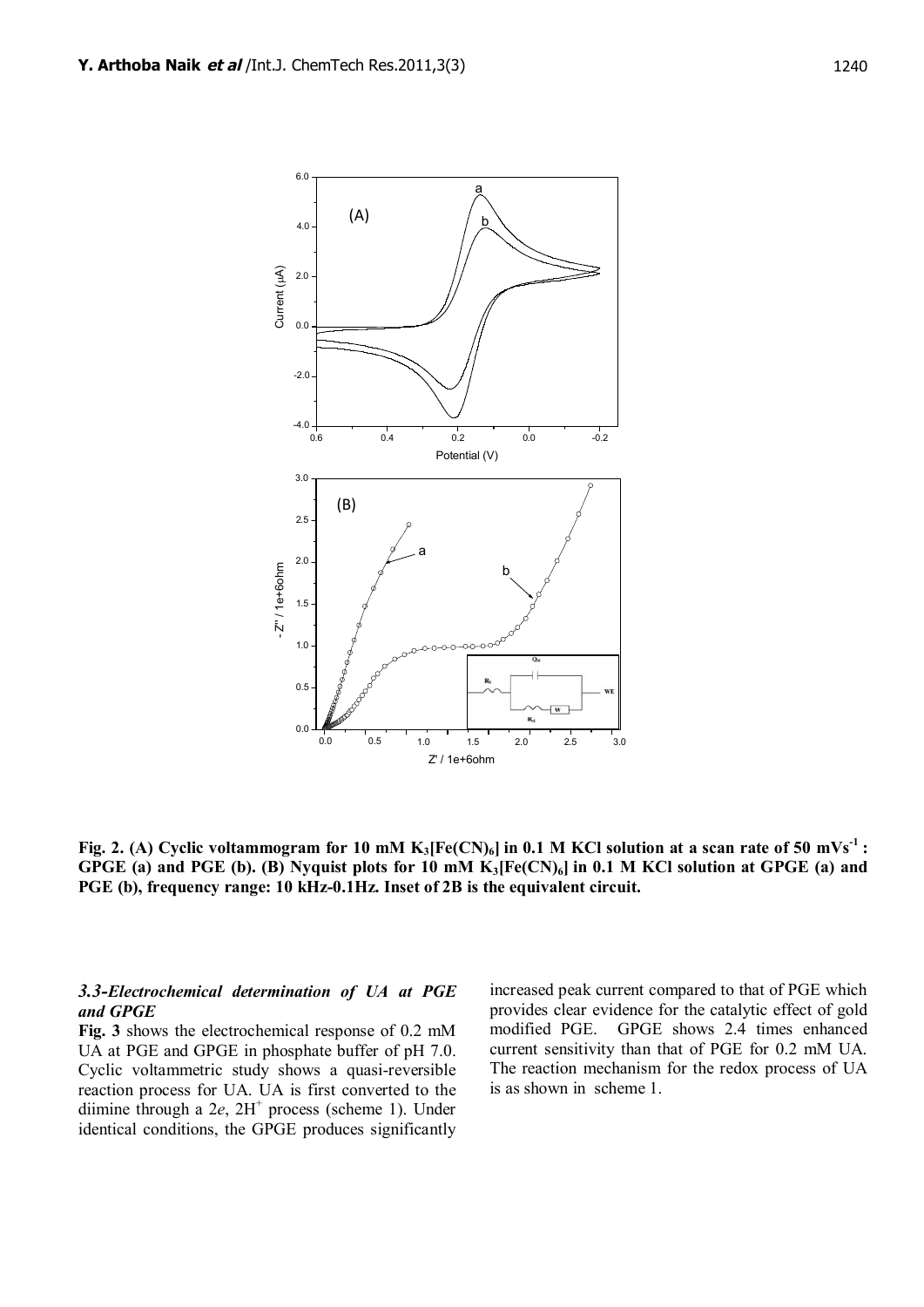**Fig. 2. (A) Cyclic voltammogram for 10 mM $K_3[Fe(CN)_6]$ in 0.1 M KCl solution at a scan rate of 50 $mVs^{-1}$ : GPGE (a) and PGE (b). (B) Nyquist plots for 10 mM $K_3[Fe(CN)_6]$ in 0.1 M KCl solution at GPGE (a) and PGE (b), frequency range: 10 kHz-0.1Hz. Inset of 2B is the equivalent circuit.**

### *3.3-Electrochemical determination of UA at PGE and GPGE*

**Fig. 3** shows the electrochemical response of 0.2 mM UA at PGE and GPGE in phosphate buffer of pH 7.0. Cyclic voltammetric study shows a quasi-reversible reaction process for UA. UA is first converted to the diimine through a 2*e*, $2H^+$ process (scheme 1). Under identical conditions, the GPGE produces significantly increased peak current compared to that of PGE which provides clear evidence for the catalytic effect of gold modified PGE. GPGE shows 2.4 times enhanced current sensitivity than that of PGE for 0.2 mM UA. The reaction mechanism for the redox process of UA is as shown in scheme 1.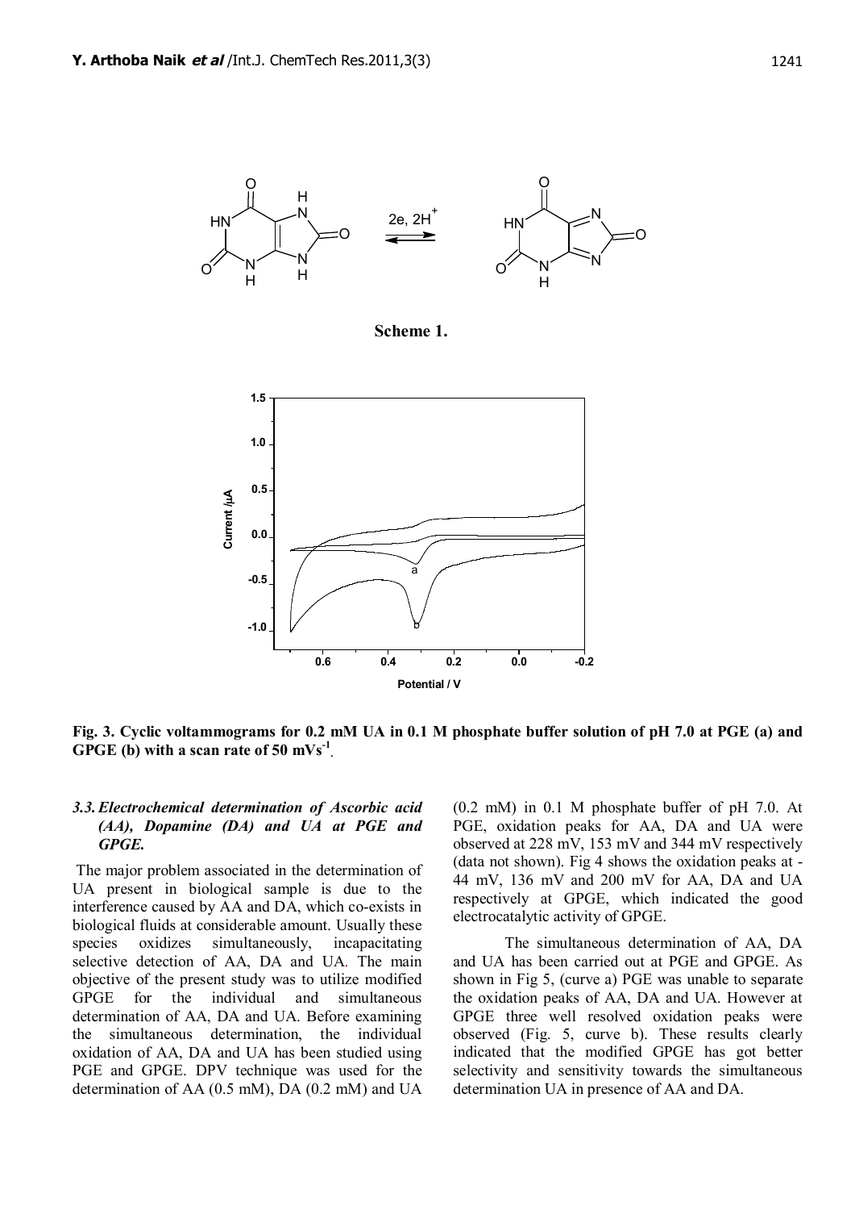**Scheme 1.**

**Fig. 3. Cyclic voltammograms for 0.2 mM UA in 0.1 M phosphate buffer solution of pH 7.0 at PGE (a) and GPGE (b) with a scan rate of 50 mVs$^{-1}$.**

### 3.3. *Electrochemical determination of Ascorbic acid (AA), Dopamine (DA) and UA at PGE and GPGE.*

The major problem associated in the determination of UA present in biological sample is due to the interference caused by AA and DA, which co-exists in biological fluids at considerable amount. Usually these species oxidizes simultaneously, incapacitating selective detection of AA, DA and UA. The main objective of the present study was to utilize modified GPGE for the individual and simultaneous determination of AA, DA and UA. Before examining the simultaneous determination, the individual oxidation of AA, DA and UA has been studied using PGE and GPGE. DPV technique was used for the determination of AA (0.5 mM), DA (0.2 mM) and UA (0.2 mM) in 0.1 M phosphate buffer of pH 7.0. At PGE, oxidation peaks for AA, DA and UA were observed at 228 mV, 153 mV and 344 mV respectively (data not shown). Fig 4 shows the oxidation peaks at -44 mV, 136 mV and 200 mV for AA, DA and UA respectively at GPGE, which indicated the good electrocatalytic activity of GPGE.

The simultaneous determination of AA, DA and UA has been carried out at PGE and GPGE. As shown in Fig 5, (curve a) PGE was unable to separate the oxidation peaks of AA, DA and UA. However at GPGE three well resolved oxidation peaks were observed (Fig. 5, curve b). These results clearly indicated that the modified GPGE has got better selectivity and sensitivity towards the simultaneous determination UA in presence of AA and DA.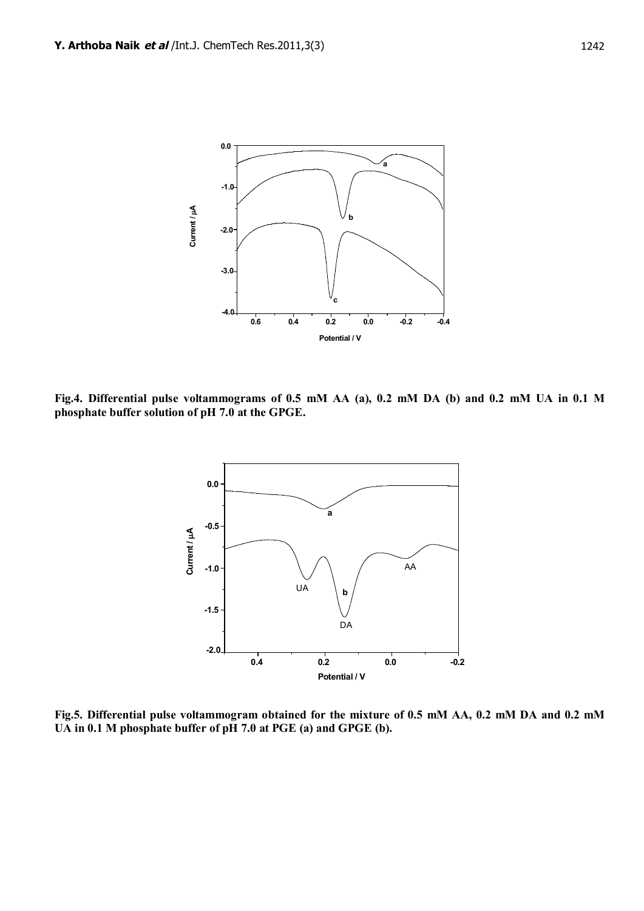**Fig.4. Differential pulse voltammograms of 0.5 mM AA (a), 0.2 mM DA (b) and 0.2 mM UA in 0.1 M phosphate buffer solution of pH 7.0 at the GPGE.**

**Fig.5. Differential pulse voltammogram obtained for the mixture of 0.5 mM AA, 0.2 mM DA and 0.2 mM UA in 0.1 M phosphate buffer of pH 7.0 at PGE (a) and GPGE (b).**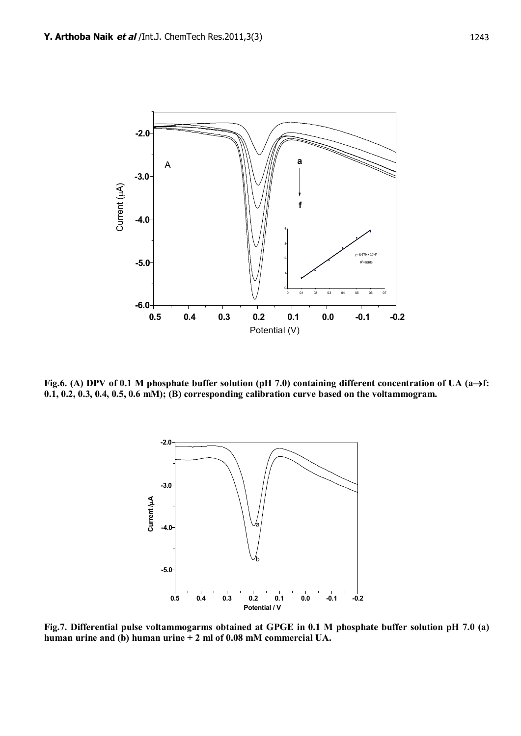Fig.6. (A) DPV of 0.1 M phosphate buffer solution (pH 7.0) containing different concentration of UA (a→f: 0.1, 0.2, 0.3, 0.4, 0.5, 0.6 mM); (B) corresponding calibration curve based on the voltammogram.

Fig.7. Differential pulse voltammogarms obtained at GPGE in 0.1 M phosphate buffer solution pH 7.0 (a) human urine and (b) human urine + 2 ml of 0.08 mM commercial UA.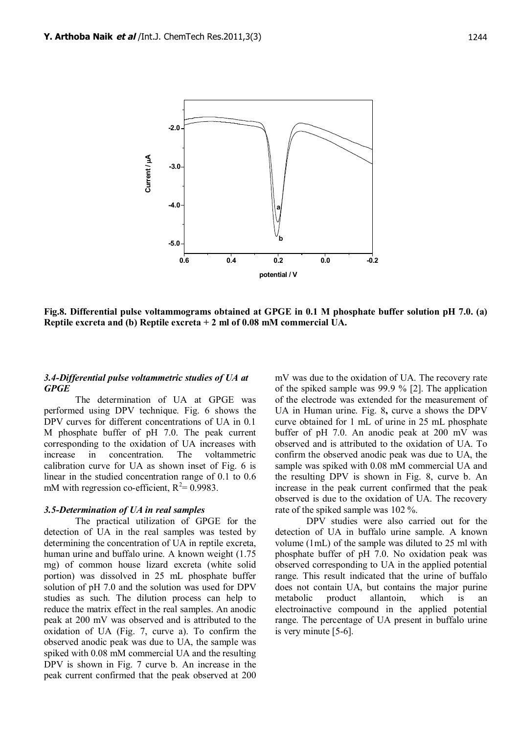Fig.8. Differential pulse voltammograms obtained at GPGE in 0.1 M phosphate buffer solution pH 7.0. (a) Reptile excreta and (b) Reptile excreta + 2 ml of 0.08 mM commercial UA.

### *3.4-Differential pulse voltammetric studies of UA at GPGE*

The determination of UA at GPGE was performed using DPV technique. Fig. 6 shows the DPV curves for different concentrations of UA in 0.1 M phosphate buffer of pH 7.0. The peak current corresponding to the oxidation of UA increases with increase in concentration. The voltammetric calibration curve for UA as shown inset of Fig. 6 is linear in the studied concentration range of 0.1 to 0.6 mM with regression co-efficient, $R^2 = 0.9983$.

### *3.5-Determination of UA in real samples*

The practical utilization of GPGE for the detection of UA in the real samples was tested by determining the concentration of UA in reptile excreta, human urine and buffalo urine. A known weight (1.75 mg) of common house lizard excreta (white solid portion) was dissolved in 25 mL phosphate buffer solution of pH 7.0 and the solution was used for DPV studies as such. The dilution process can help to reduce the matrix effect in the real samples. An anodic peak at 200 mV was observed and is attributed to the oxidation of UA (Fig. 7, curve a). To confirm the observed anodic peak was due to UA, the sample was spiked with 0.08 mM commercial UA and the resulting DPV is shown in Fig. 7 curve b. An increase in the peak current confirmed that the peak observed at 200 mV was due to the oxidation of UA. The recovery rate of the spiked sample was 99.9 % [2]. The application of the electrode was extended for the measurement of UA in Human urine. Fig. 8**,** curve a shows the DPV curve obtained for 1 mL of urine in 25 mL phosphate buffer of pH 7.0. An anodic peak at 200 mV was observed and is attributed to the oxidation of UA. To confirm the observed anodic peak was due to UA, the sample was spiked with 0.08 mM commercial UA and the resulting DPV is shown in Fig. 8, curve b. An increase in the peak current confirmed that the peak observed is due to the oxidation of UA. The recovery rate of the spiked sample was 102 %.

DPV studies were also carried out for the detection of UA in buffalo urine sample. A known volume (1mL) of the sample was diluted to 25 ml with phosphate buffer of pH 7.0. No oxidation peak was observed corresponding to UA in the applied potential range. This result indicated that the urine of buffalo does not contain UA, but contains the major purine metabolic product allantoin, which is an electroinactive compound in the applied potential range. The percentage of UA present in buffalo urine is very minute [5-6].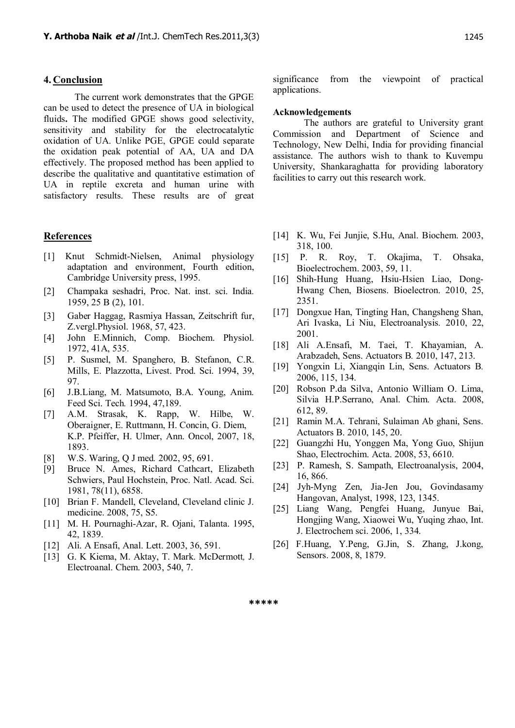## 4. Conclusion

The current work demonstrates that the GPGE can be used to detect the presence of UA in biological fluids**.** The modified GPGE shows good selectivity, sensitivity and stability for the electrocatalytic oxidation of UA. Unlike PGE, GPGE could separate the oxidation peak potential of AA, UA and DA effectively. The proposed method has been applied to describe the qualitative and quantitative estimation of UA in reptile excreta and human urine with satisfactory results. These results are of great significance from the viewpoint of practical applications.

### Acknowledgements

The authors are grateful to University grant Commission and Department of Science and Technology, New Delhi, India for providing financial assistance. The authors wish to thank to Kuvempu University, Shankaraghatta for providing laboratory facilities to carry out this research work.

## References

[1] Knut Schmidt-Nielsen, Animal physiology adaptation and environment, Fourth edition, Cambridge University press, 1995.

[2] Champaka seshadri, Proc. Nat. inst. sci. India. 1959, 25 B (2), 101.

[3] Gaber Haggag, Rasmiya Hassan, Zeitschrift fur, Z.vergl.Physiol. 1968, 57, 423.

[4] John E.Minnich, Comp. Biochem. Physiol. 1972, 41A, 535.

[5] P. Susmel, M. Spanghero, B. Stefanon, C.R. Mills, E. Plazzotta, Livest. Prod. Sci. 1994, 39, 97.

[6] J.B.Liang, M. Matsumoto, B.A. Young, Anim. Feed Sci. Tech. 1994, 47,189.

[7] A.M. Strasak, K. Rapp, W. Hilbe, W. Oberaigner, E. Ruttmann, H. Concin, G. Diem, K.P. Pfeiffer, H. Ulmer, Ann. Oncol, 2007, 18, 1893.

[8] W.S. Waring, Q J med. 2002, 95, 691.

[9] Bruce N. Ames, Richard Cathcart, Elizabeth Schwiers, Paul Hochstein, Proc. Natl. Acad. Sci. 1981, 78(11), 6858.

[10] Brian F. Mandell, Cleveland, Cleveland clinic J. medicine. 2008, 75, S5.

[11] M. H. Pournaghi-Azar, R. Ojani, Talanta. 1995, 42, 1839.

[12] Ali. A Ensafi, Anal. Lett. 2003, 36, 591.

[13] G. K Kiema, M. Aktay, T. Mark. McDermott, J. Electroanal. Chem. 2003, 540, 7.

[14] K. Wu, Fei Junjie, S.Hu, Anal. Biochem. 2003, 318, 100.

[15] P. R. Roy, T. Okajima, T. Ohsaka, Bioelectrochem. 2003, 59, 11.

[16] Shih-Hung Huang, Hsiu-Hsien Liao, Dong-Hwang Chen, Biosens. Bioelectron. 2010, 25, 2351.

[17] Dongxue Han, Tingting Han, Changsheng Shan, Ari Ivaska, Li Niu, Electroanalysis. 2010, 22, 2001.

[18] Ali A.Ensafi, M. Taei, T. Khayamian, A. Arabzadeh, Sens. Actuators B. 2010, 147, 213.

[19] Yongxin Li, Xiangqin Lin, Sens. Actuators B. 2006, 115, 134.

[20] Robson P.da Silva, Antonio William O. Lima, Silvia H.P.Serrano, Anal. Chim. Acta. 2008, 612, 89.

[21] Ramin M.A. Tehrani, Sulaiman Ab ghani, Sens. Actuators B. 2010, 145, 20.

[22] Guangzhi Hu, Yonggen Ma, Yong Guo, Shijun Shao, Electrochim. Acta. 2008, 53, 6610.

[23] P. Ramesh, S. Sampath, Electroanalysis, 2004, 16, 866.

[24] Jyh-Myng Zen, Jia-Jen Jou, Govindasamy Hangovan, Analyst, 1998, 123, 1345.

[25] Liang Wang, Pengfei Huang, Junyue Bai, Hongjing Wang, Xiaowei Wu, Yuqing zhao, Int. J. Electrochem sci. 2006, 1, 334.

[26] F.Huang, Y.Peng, G.Jin, S. Zhang, J.kong, Sensors. 2008, 8, 1879.

*****